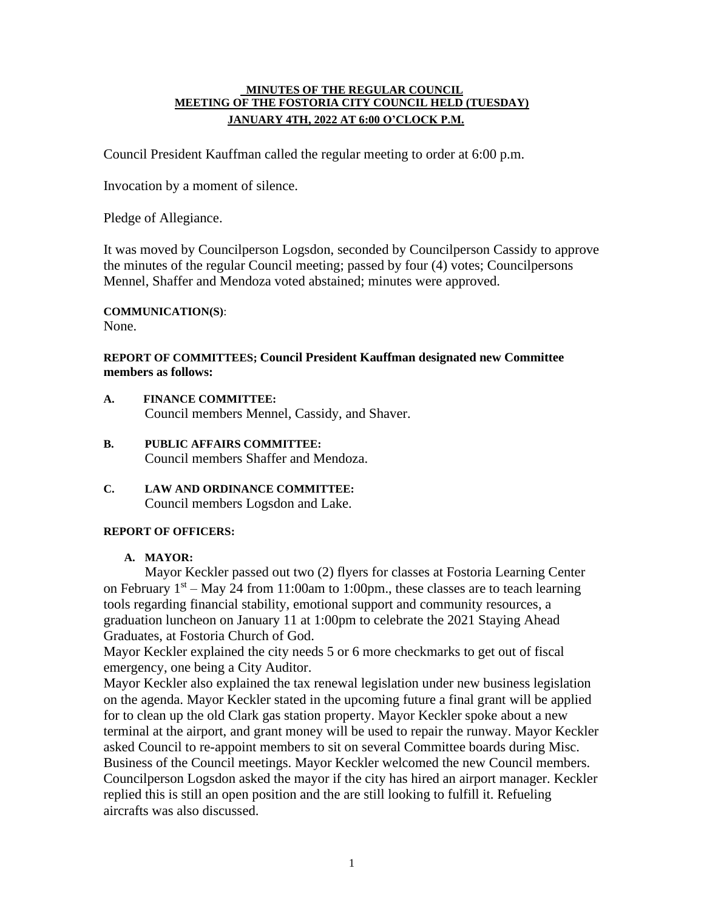**MINUTES OF THE REGULAR COUNCIL MEETING OF THE FOSTORIA CITY COUNCIL HELD (TUESDAY) JANUARY 4TH, 2022 AT 6:00 O'CLOCK P.M.**

Council President Kauffman called the regular meeting to order at 6:00 p.m.

Invocation by a moment of silence.

Pledge of Allegiance.

It was moved by Councilperson Logsdon, seconded by Councilperson Cassidy to approve the minutes of the regular Council meeting; passed by four (4) votes; Councilpersons Mennel, Shaffer and Mendoza voted abstained; minutes were approved.

**COMMUNICATION(S)**:
None.

**REPORT OF COMMITTEES; Council President Kauffman designated new Committee members as follows:**

**A. FINANCE COMMITTEE:**
Council members Mennel, Cassidy, and Shaver.

**B. PUBLIC AFFAIRS COMMITTEE:**
Council members Shaffer and Mendoza.

**C. LAW AND ORDINANCE COMMITTEE:**
Council members Logsdon and Lake.

**REPORT OF OFFICERS:**

**A. MAYOR:**

Mayor Keckler passed out two (2) flyers for classes at Fostoria Learning Center on February 1st – May 24 from 11:00am to 1:00pm., these classes are to teach learning tools regarding financial stability, emotional support and community resources, a graduation luncheon on January 11 at 1:00pm to celebrate the 2021 Staying Ahead Graduates, at Fostoria Church of God.

Mayor Keckler explained the city needs 5 or 6 more checkmarks to get out of fiscal emergency, one being a City Auditor.

Mayor Keckler also explained the tax renewal legislation under new business legislation on the agenda. Mayor Keckler stated in the upcoming future a final grant will be applied for to clean up the old Clark gas station property. Mayor Keckler spoke about a new terminal at the airport, and grant money will be used to repair the runway. Mayor Keckler asked Council to re-appoint members to sit on several Committee boards during Misc. Business of the Council meetings. Mayor Keckler welcomed the new Council members. Councilperson Logsdon asked the mayor if the city has hired an airport manager. Keckler replied this is still an open position and the are still looking to fulfill it. Refueling aircrafts was also discussed.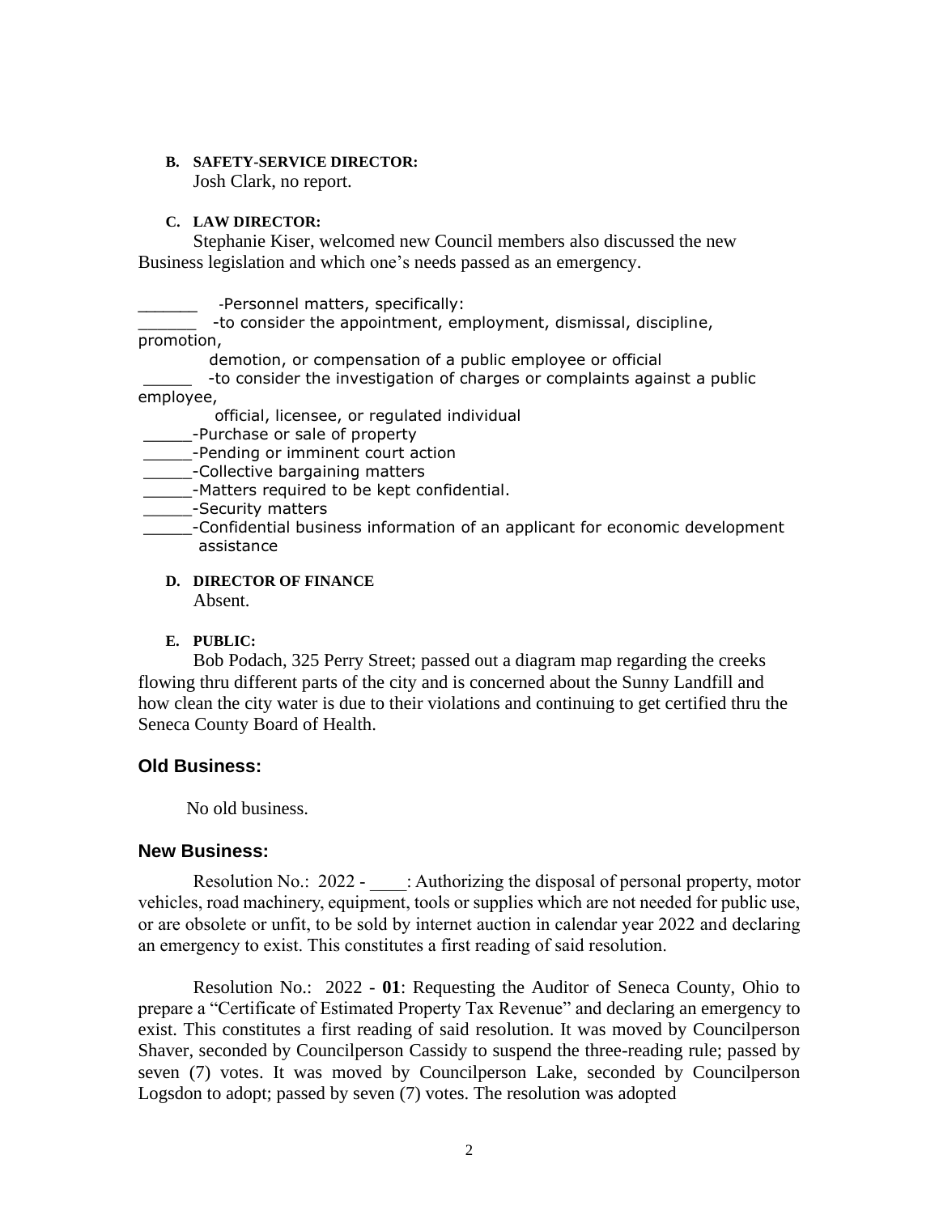**B. SAFETY-SERVICE DIRECTOR:**
Josh Clark, no report.

**C. LAW DIRECTOR:**

Stephanie Kiser, welcomed new Council members also discussed the new Business legislation and which one's needs passed as an emergency.

______ -Personnel matters, specifically:
______ -to consider the appointment, employment, dismissal, discipline, promotion,
demotion, or compensation of a public employee or official
_____ -to consider the investigation of charges or complaints against a public employee,
official, licensee, or regulated individual
_____-Purchase or sale of property
_____-Pending or imminent court action
_____-Collective bargaining matters
_____-Matters required to be kept confidential.
_____-Security matters
_____-Confidential business information of an applicant for economic development assistance

**D. DIRECTOR OF FINANCE**
Absent.

**E. PUBLIC:**

Bob Podach, 325 Perry Street; passed out a diagram map regarding the creeks flowing thru different parts of the city and is concerned about the Sunny Landfill and how clean the city water is due to their violations and continuing to get certified thru the Seneca County Board of Health.

## Old Business:

No old business.

## New Business:

Resolution No.: 2022 - ____: Authorizing the disposal of personal property, motor vehicles, road machinery, equipment, tools or supplies which are not needed for public use, or are obsolete or unfit, to be sold by internet auction in calendar year 2022 and declaring an emergency to exist. This constitutes a first reading of said resolution.

Resolution No.: 2022 - **01**: Requesting the Auditor of Seneca County, Ohio to prepare a "Certificate of Estimated Property Tax Revenue" and declaring an emergency to exist. This constitutes a first reading of said resolution. It was moved by Councilperson Shaver, seconded by Councilperson Cassidy to suspend the three-reading rule; passed by seven (7) votes. It was moved by Councilperson Lake, seconded by Councilperson Logsdon to adopt; passed by seven (7) votes. The resolution was adopted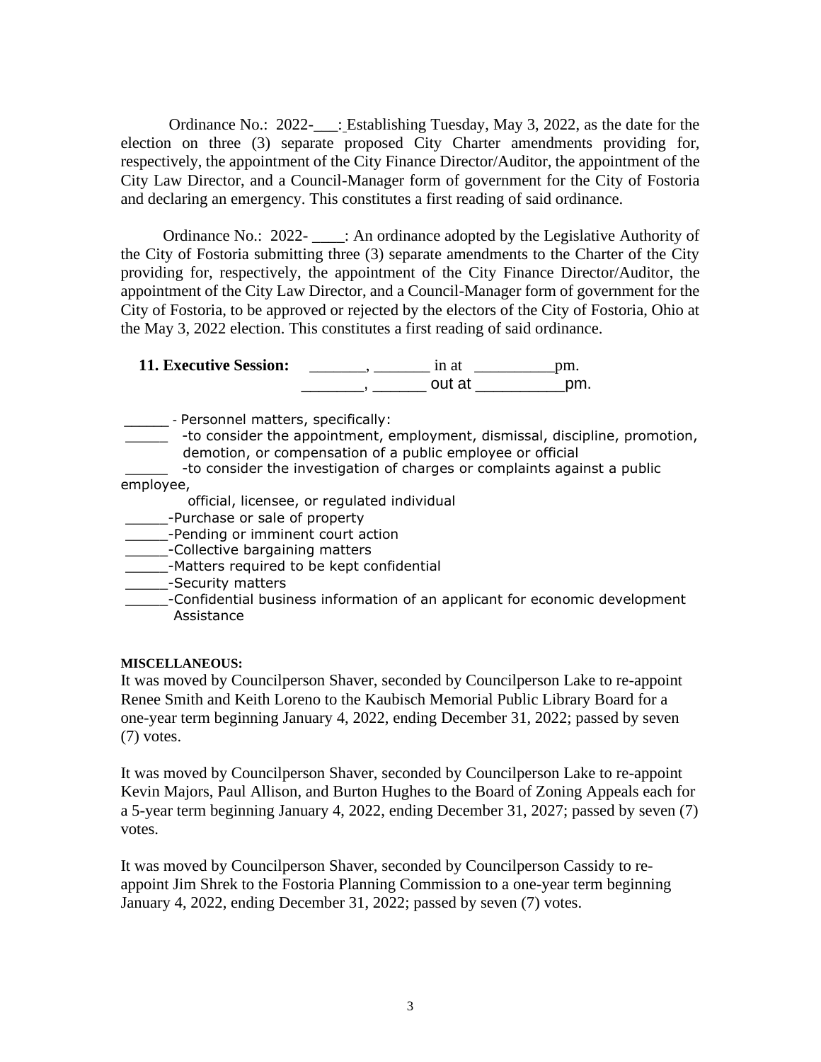Ordinance No.: 2022-___: Establishing Tuesday, May 3, 2022, as the date for the election on three (3) separate proposed City Charter amendments providing for, respectively, the appointment of the City Finance Director/Auditor, the appointment of the City Law Director, and a Council-Manager form of government for the City of Fostoria and declaring an emergency. This constitutes a first reading of said ordinance.

Ordinance No.: 2022- ____: An ordinance adopted by the Legislative Authority of the City of Fostoria submitting three (3) separate amendments to the Charter of the City providing for, respectively, the appointment of the City Finance Director/Auditor, the appointment of the City Law Director, and a Council-Manager form of government for the City of Fostoria, to be approved or rejected by the electors of the City of Fostoria, Ohio at the May 3, 2022 election. This constitutes a first reading of said ordinance.

**11. Executive Session:** _______, _______ in at __________pm.
_______, ______ out at __________pm.

_____ - Personnel matters, specifically:
_____ -to consider the appointment, employment, dismissal, discipline, promotion, demotion, or compensation of a public employee or official
_____ -to consider the investigation of charges or complaints against a public employee, official, licensee, or regulated individual
_____-Purchase or sale of property
_____-Pending or imminent court action
_____-Collective bargaining matters
_____-Matters required to be kept confidential
_____-Security matters
_____-Confidential business information of an applicant for economic development Assistance

**MISCELLANEOUS:**

It was moved by Councilperson Shaver, seconded by Councilperson Lake to re-appoint Renee Smith and Keith Loreno to the Kaubisch Memorial Public Library Board for a one-year term beginning January 4, 2022, ending December 31, 2022; passed by seven (7) votes.

It was moved by Councilperson Shaver, seconded by Councilperson Lake to re-appoint Kevin Majors, Paul Allison, and Burton Hughes to the Board of Zoning Appeals each for a 5-year term beginning January 4, 2022, ending December 31, 2027; passed by seven (7) votes.

It was moved by Councilperson Shaver, seconded by Councilperson Cassidy to re-appoint Jim Shrek to the Fostoria Planning Commission to a one-year term beginning January 4, 2022, ending December 31, 2022; passed by seven (7) votes.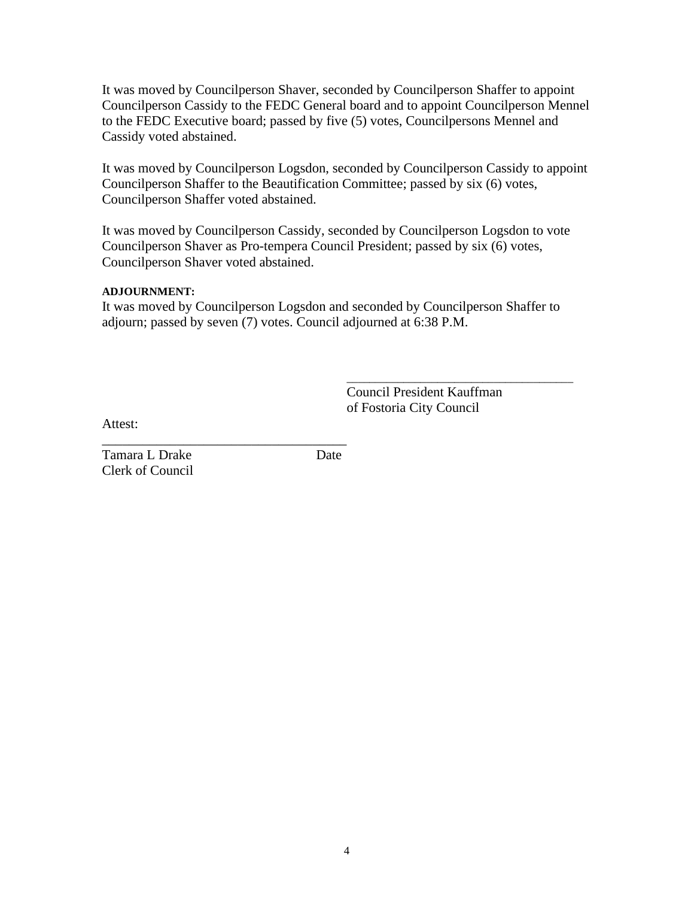It was moved by Councilperson Shaver, seconded by Councilperson Shaffer to appoint Councilperson Cassidy to the FEDC General board and to appoint Councilperson Mennel to the FEDC Executive board; passed by five (5) votes, Councilpersons Mennel and Cassidy voted abstained.

It was moved by Councilperson Logsdon, seconded by Councilperson Cassidy to appoint Councilperson Shaffer to the Beautification Committee; passed by six (6) votes, Councilperson Shaffer voted abstained.

It was moved by Councilperson Cassidy, seconded by Councilperson Logsdon to vote Councilperson Shaver as Pro-tempera Council President; passed by six (6) votes, Councilperson Shaver voted abstained.

**ADJOURNMENT:**

It was moved by Councilperson Logsdon and seconded by Councilperson Shaffer to adjourn; passed by seven (7) votes. Council adjourned at 6:38 P.M.

\_\_\_\_\_\_\_\_\_\_\_\_\_\_\_\_\_\_\_\_\_\_\_\_\_\_\_\_\_\_\_\_\_\_\_

Council President Kauffman
of Fostoria City Council

Attest:

\_\_\_\_\_\_\_\_\_\_\_\_\_\_\_\_\_\_\_\_\_\_\_\_\_\_\_\_\_\_\_\_\_\_\_

Tamara L Drake Date
Clerk of Council